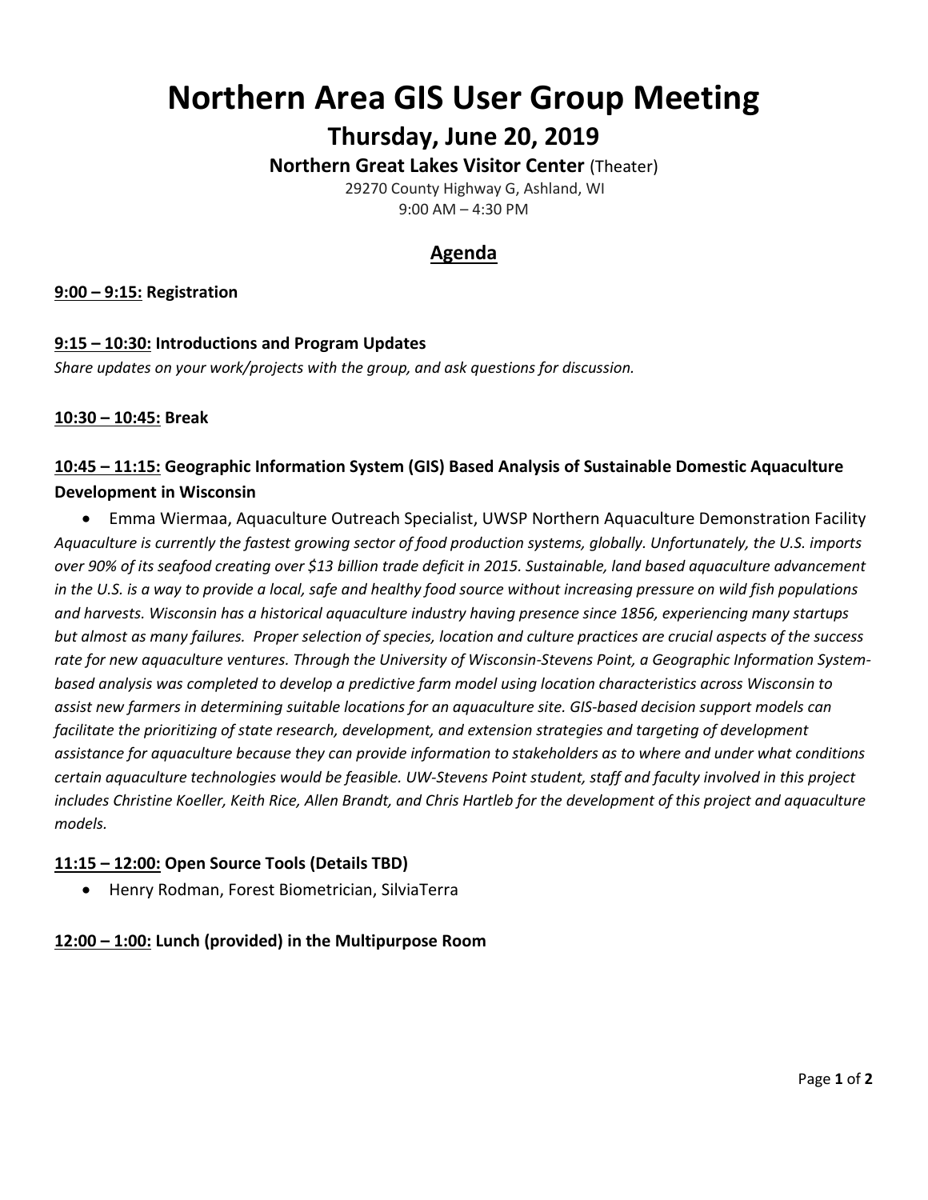# Northern Area GIS User Group Meeting

## Thursday, June 20, 2019

**Northern Great Lakes Visitor Center** (Theater)

29270 County Highway G, Ashland, WI

9:00 AM – 4:30 PM

## Agenda

**9:00 – 9:15: Registration**

**9:15 – 10:30: Introductions and Program Updates**

*Share updates on your work/projects with the group, and ask questions for discussion.*

**10:30 – 10:45: Break**

### 10:45 – 11:15: Geographic Information System (GIS) Based Analysis of Sustainable Domestic Aquaculture Development in Wisconsin

- Emma Wiermaa, Aquaculture Outreach Specialist, UWSP Northern Aquaculture Demonstration Facility

*Aquaculture is currently the fastest growing sector of food production systems, globally. Unfortunately, the U.S. imports over 90% of its seafood creating over $13 billion trade deficit in 2015. Sustainable, land based aquaculture advancement in the U.S. is a way to provide a local, safe and healthy food source without increasing pressure on wild fish populations and harvests. Wisconsin has a historical aquaculture industry having presence since 1856, experiencing many startups but almost as many failures. Proper selection of species, location and culture practices are crucial aspects of the success rate for new aquaculture ventures. Through the University of Wisconsin-Stevens Point, a Geographic Information System-based analysis was completed to develop a predictive farm model using location characteristics across Wisconsin to assist new farmers in determining suitable locations for an aquaculture site. GIS-based decision support models can facilitate the prioritizing of state research, development, and extension strategies and targeting of development assistance for aquaculture because they can provide information to stakeholders as to where and under what conditions certain aquaculture technologies would be feasible. UW-Stevens Point student, staff and faculty involved in this project includes Christine Koeller, Keith Rice, Allen Brandt, and Chris Hartleb for the development of this project and aquaculture models.*

### 11:15 – 12:00: Open Source Tools (Details TBD)

- Henry Rodman, Forest Biometrician, SilviaTerra

**12:00 – 1:00: Lunch (provided) in the Multipurpose Room**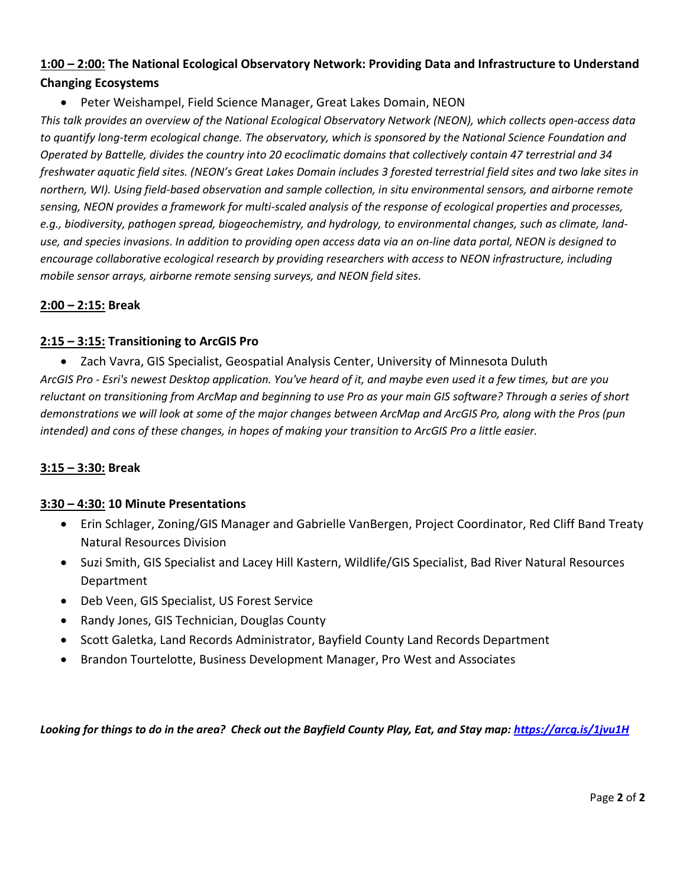**1:00 – 2:00: The National Ecological Observatory Network: Providing Data and Infrastructure to Understand Changing Ecosystems**

- Peter Weishampel, Field Science Manager, Great Lakes Domain, NEON

*This talk provides an overview of the National Ecological Observatory Network (NEON), which collects open-access data to quantify long-term ecological change. The observatory, which is sponsored by the National Science Foundation and Operated by Battelle, divides the country into 20 ecoclimatic domains that collectively contain 47 terrestrial and 34 freshwater aquatic field sites. (NEON's Great Lakes Domain includes 3 forested terrestrial field sites and two lake sites in northern, WI). Using field-based observation and sample collection, in situ environmental sensors, and airborne remote sensing, NEON provides a framework for multi-scaled analysis of the response of ecological properties and processes, e.g., biodiversity, pathogen spread, biogeochemistry, and hydrology, to environmental changes, such as climate, land-use, and species invasions. In addition to providing open access data via an on-line data portal, NEON is designed to encourage collaborative ecological research by providing researchers with access to NEON infrastructure, including mobile sensor arrays, airborne remote sensing surveys, and NEON field sites.*

**2:00 – 2:15: Break**

**2:15 – 3:15: Transitioning to ArcGIS Pro**

- Zach Vavra, GIS Specialist, Geospatial Analysis Center, University of Minnesota Duluth

*ArcGIS Pro - Esri's newest Desktop application. You've heard of it, and maybe even used it a few times, but are you reluctant on transitioning from ArcMap and beginning to use Pro as your main GIS software? Through a series of short demonstrations we will look at some of the major changes between ArcMap and ArcGIS Pro, along with the Pros (pun intended) and cons of these changes, in hopes of making your transition to ArcGIS Pro a little easier.*

**3:15 – 3:30: Break**

**3:30 – 4:30: 10 Minute Presentations**

- Erin Schlager, Zoning/GIS Manager and Gabrielle VanBergen, Project Coordinator, Red Cliff Band Treaty Natural Resources Division
- Suzi Smith, GIS Specialist and Lacey Hill Kastern, Wildlife/GIS Specialist, Bad River Natural Resources Department
- Deb Veen, GIS Specialist, US Forest Service
- Randy Jones, GIS Technician, Douglas County
- Scott Galetka, Land Records Administrator, Bayfield County Land Records Department
- Brandon Tourtelotte, Business Development Manager, Pro West and Associates

***Looking for things to do in the area? Check out the Bayfield County Play, Eat, and Stay map: [https://arcg.is/1jvu1H](https://arcg.is/1jvu1H)***